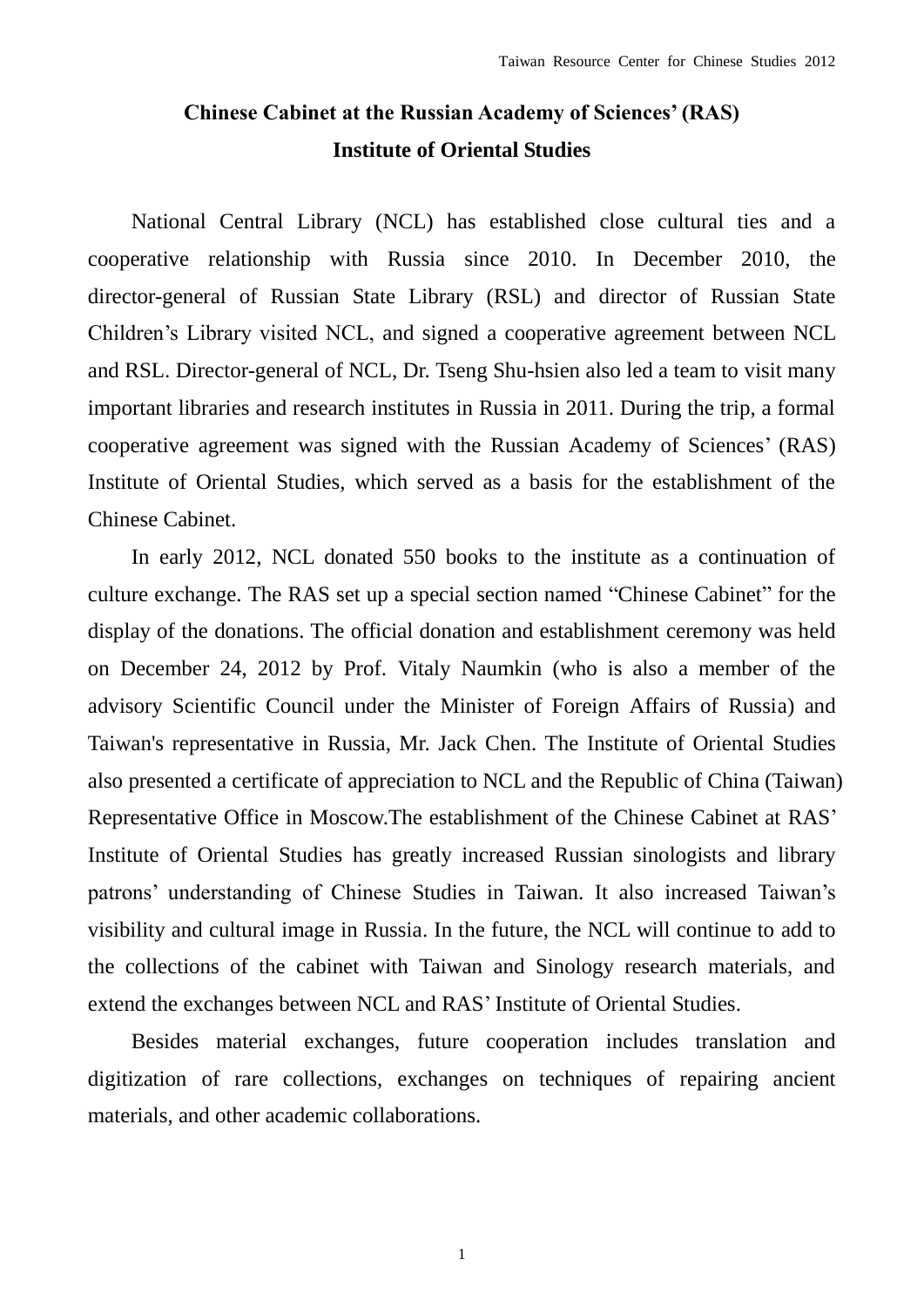# Chinese Cabinet at the Russian Academy of Sciences' (RAS) Institute of Oriental Studies

National Central Library (NCL) has established close cultural ties and a cooperative relationship with Russia since 2010. In December 2010, the director-general of Russian State Library (RSL) and director of Russian State Children's Library visited NCL, and signed a cooperative agreement between NCL and RSL. Director-general of NCL, Dr. Tseng Shu-hsien also led a team to visit many important libraries and research institutes in Russia in 2011. During the trip, a formal cooperative agreement was signed with the Russian Academy of Sciences' (RAS) Institute of Oriental Studies, which served as a basis for the establishment of the Chinese Cabinet.

In early 2012, NCL donated 550 books to the institute as a continuation of culture exchange. The RAS set up a special section named "Chinese Cabinet" for the display of the donations. The official donation and establishment ceremony was held on December 24, 2012 by Prof. Vitaly Naumkin (who is also a member of the advisory Scientific Council under the Minister of Foreign Affairs of Russia) and Taiwan's representative in Russia, Mr. Jack Chen. The Institute of Oriental Studies also presented a certificate of appreciation to NCL and the Republic of China (Taiwan) Representative Office in Moscow.The establishment of the Chinese Cabinet at RAS' Institute of Oriental Studies has greatly increased Russian sinologists and library patrons' understanding of Chinese Studies in Taiwan. It also increased Taiwan's visibility and cultural image in Russia. In the future, the NCL will continue to add to the collections of the cabinet with Taiwan and Sinology research materials, and extend the exchanges between NCL and RAS' Institute of Oriental Studies.

Besides material exchanges, future cooperation includes translation and digitization of rare collections, exchanges on techniques of repairing ancient materials, and other academic collaborations.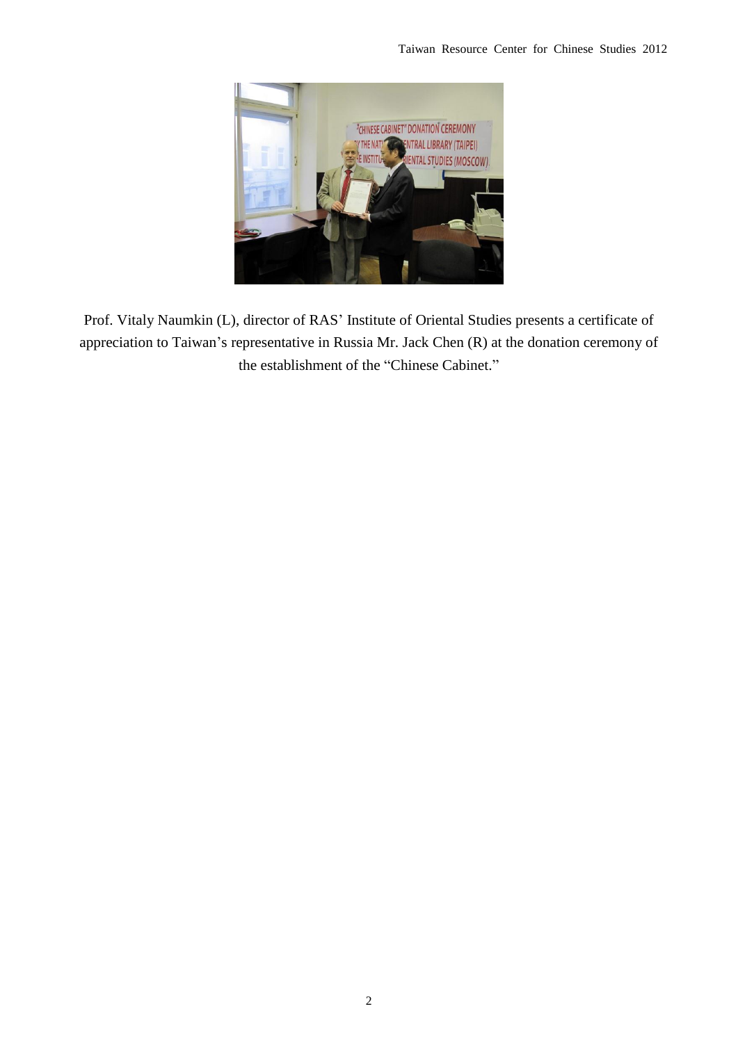Prof. Vitaly Naumkin (L), director of RAS' Institute of Oriental Studies presents a certificate of appreciation to Taiwan's representative in Russia Mr. Jack Chen (R) at the donation ceremony of the establishment of the "Chinese Cabinet."